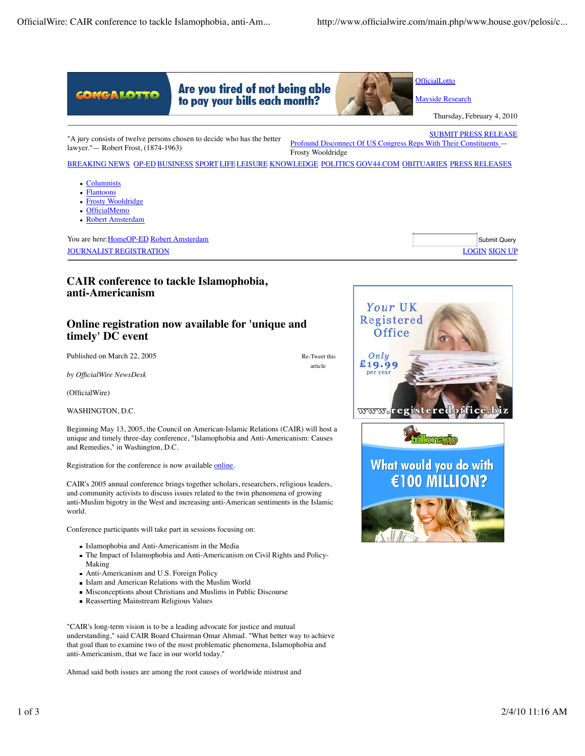OfficialLotto

Mayside Research

Thursday, February 4, 2010

"A jury consists of twelve persons chosen to decide who has the better lawyer." — Robert Frost, (1874-1963)

SUBMIT PRESS RELEASE

Profound Disconnect Of US Congress Reps With Their Constituents — Frosty Wooldridge

BREAKING NEWS OP-ED BUSINESS SPORT LIFE LEISURE KNOWLEDGE POLITICS GOV44.COM OBITUARIES PRESS RELEASES

- Columnists
- Flantoons
- Frosty Wooldridge
- OfficialMemo
- Robert Amsterdam

You are here: Home OP-ED Robert Amsterdam

JOURNALIST REGISTRATION

LOGIN SIGN UP

# CAIR conference to tackle Islamophobia, anti-Americanism

## Online registration now available for 'unique and timely' DC event

Published on March 22, 2005

Re-Tweet this article

*by OfficialWire NewsDesk*

(OfficialWire)

WASHINGTON, D.C.

Beginning May 13, 2005, the Council on American-Islamic Relations (CAIR) will host a unique and timely three-day conference, "Islamophobia and Anti-Americanism: Causes and Remedies," in Washington, D.C.

Registration for the conference is now available online.

CAIR's 2005 annual conference brings together scholars, researchers, religious leaders, and community activists to discuss issues related to the twin phenomena of growing anti-Muslim bigotry in the West and increasing anti-American sentiments in the Islamic world.

Conference participants will take part in sessions focusing on:

- Islamophobia and Anti-Americanism in the Media
- The Impact of Islamophobia and Anti-Americanism on Civil Rights and Policy-Making
- Anti-Americanism and U.S. Foreign Policy
- Islam and American Relations with the Muslim World
- Misconceptions about Christians and Muslims in Public Discourse
- Reasserting Mainstream Religious Values

"CAIR's long-term vision is to be a leading advocate for justice and mutual understanding," said CAIR Board Chairman Omar Ahmad. "What better way to achieve that goal than to examine two of the most problematic phenomena, Islamophobia and anti-Americanism, that we face in our world today."

Ahmad said both issues are among the root causes of worldwide mistrust and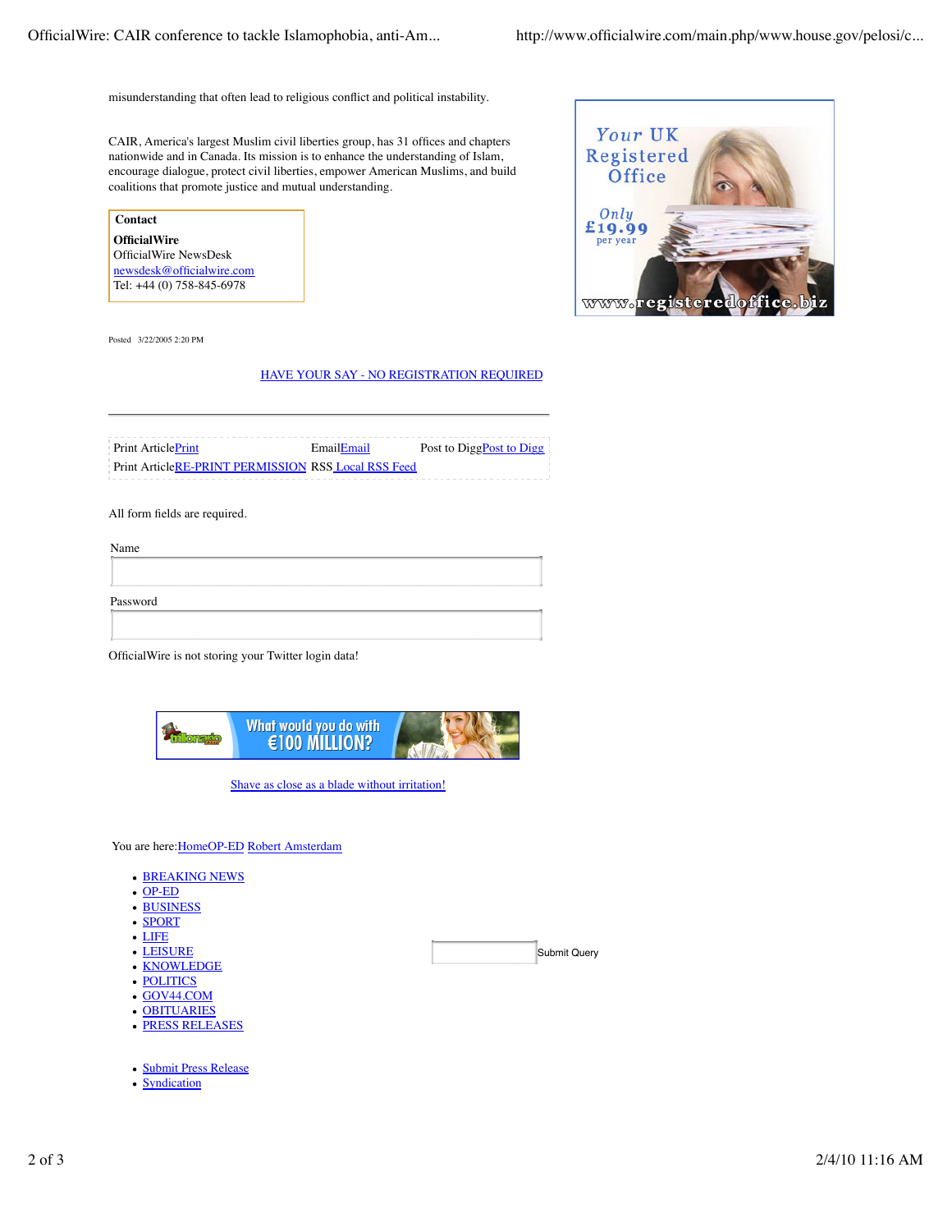misunderstanding that often lead to religious conflict and political instability.

CAIR, America's largest Muslim civil liberties group, has 31 offices and chapters nationwide and in Canada. Its mission is to enhance the understanding of Islam, encourage dialogue, protect civil liberties, empower American Muslims, and build coalitions that promote justice and mutual understanding.

**Contact**

**OfficialWire**
OfficialWire NewsDesk
newsdesk@officialwire.com
Tel: +44 (0) 758-845-6978

Your UK Registered Office

Only £19.99 per year

www.registeredoffice.biz

Posted 3/22/2005 2:20 PM

HAVE YOUR SAY - NO REGISTRATION REQUIRED

---

| | | |
|---|---|---|
| Print ArticlePrint | EmailEmail | Post to DiggPost to Digg |
| Print ArticleRE-PRINT PERMISSION | RSS Local RSS Feed | |

All form fields are required.

Name

Password

OfficialWire is not storing your Twitter login data!

What would you do with €100 MILLION?

Shave as close as a blade without irritation!

You are here:HomeOP-ED Robert Amsterdam

- BREAKING NEWS
- OP-ED
- BUSINESS
- SPORT
- LIFE
- LEISURE
- KNOWLEDGE
- POLITICS
- GOV44.COM
- OBITUARIES
- PRESS RELEASES

Submit Query

- Submit Press Release
- Syndication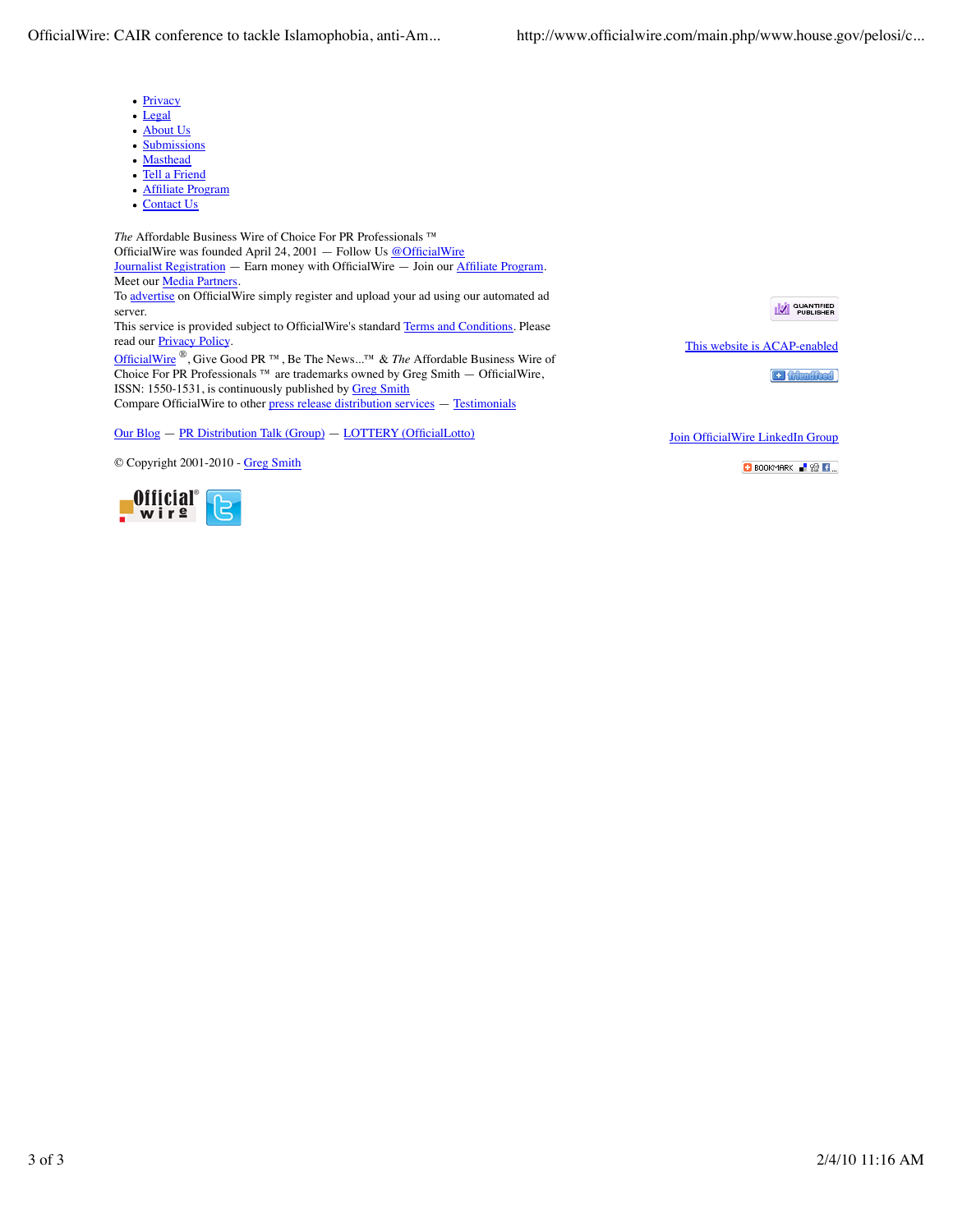- Privacy
- Legal
- About Us
- Submissions
- Masthead
- Tell a Friend
- Affiliate Program
- Contact Us

*The* Affordable Business Wire of Choice For PR Professionals ™
OfficialWire was founded April 24, 2001 — Follow Us @OfficialWire
Journalist Registration — Earn money with OfficialWire — Join our Affiliate Program.
Meet our Media Partners.
To advertise on OfficialWire simply register and upload your ad using our automated ad server.
This service is provided subject to OfficialWire's standard Terms and Conditions. Please read our Privacy Policy.
OfficialWire ®, Give Good PR ™ , Be The News...™ & *The* Affordable Business Wire of Choice For PR Professionals ™ are trademarks owned by Greg Smith — OfficialWire, ISSN: 1550-1531, is continuously published by Greg Smith
Compare OfficialWire to other press release distribution services — Testimonials

This website is ACAP-enabled

Our Blog — PR Distribution Talk (Group) — LOTTERY (OfficialLotto)

Join OfficialWire LinkedIn Group

© Copyright 2001-2010 - Greg Smith